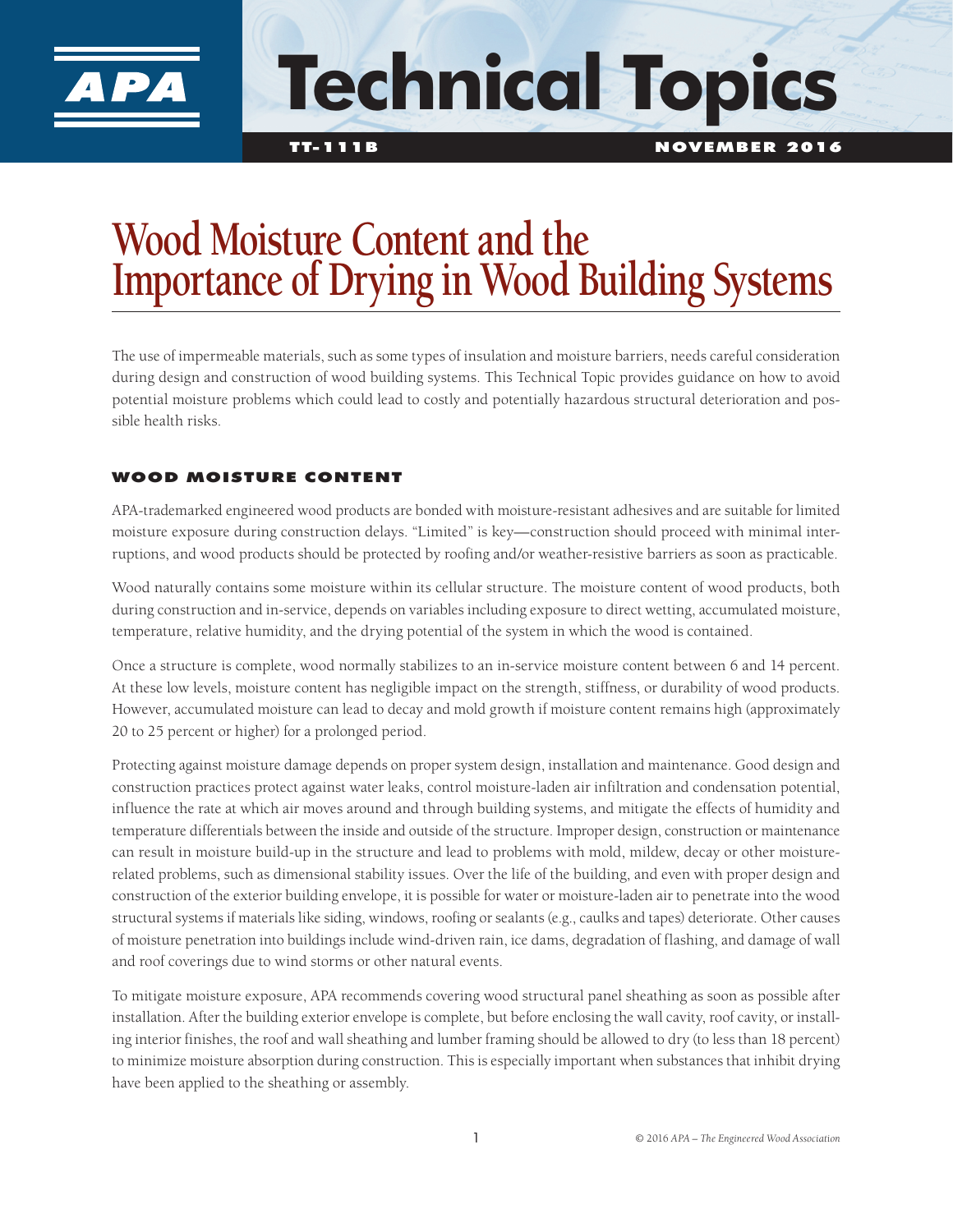# Technical Topics

**TT-111B** **NOVEMBER 2016**

# Wood Moisture Content and the Importance of Drying in Wood Building Systems

The use of impermeable materials, such as some types of insulation and moisture barriers, needs careful consideration during design and construction of wood building systems. This Technical Topic provides guidance on how to avoid potential moisture problems which could lead to costly and potentially hazardous structural deterioration and possible health risks.

## WOOD MOISTURE CONTENT

APA-trademarked engineered wood products are bonded with moisture-resistant adhesives and are suitable for limited moisture exposure during construction delays. "Limited" is key—construction should proceed with minimal interruptions, and wood products should be protected by roofing and/or weather-resistive barriers as soon as practicable.

Wood naturally contains some moisture within its cellular structure. The moisture content of wood products, both during construction and in-service, depends on variables including exposure to direct wetting, accumulated moisture, temperature, relative humidity, and the drying potential of the system in which the wood is contained.

Once a structure is complete, wood normally stabilizes to an in-service moisture content between 6 and 14 percent. At these low levels, moisture content has negligible impact on the strength, stiffness, or durability of wood products. However, accumulated moisture can lead to decay and mold growth if moisture content remains high (approximately 20 to 25 percent or higher) for a prolonged period.

Protecting against moisture damage depends on proper system design, installation and maintenance. Good design and construction practices protect against water leaks, control moisture-laden air infiltration and condensation potential, influence the rate at which air moves around and through building systems, and mitigate the effects of humidity and temperature differentials between the inside and outside of the structure. Improper design, construction or maintenance can result in moisture build-up in the structure and lead to problems with mold, mildew, decay or other moisture-related problems, such as dimensional stability issues. Over the life of the building, and even with proper design and construction of the exterior building envelope, it is possible for water or moisture-laden air to penetrate into the wood structural systems if materials like siding, windows, roofing or sealants (e.g., caulks and tapes) deteriorate. Other causes of moisture penetration into buildings include wind-driven rain, ice dams, degradation of flashing, and damage of wall and roof coverings due to wind storms or other natural events.

To mitigate moisture exposure, APA recommends covering wood structural panel sheathing as soon as possible after installation. After the building exterior envelope is complete, but before enclosing the wall cavity, roof cavity, or installing interior finishes, the roof and wall sheathing and lumber framing should be allowed to dry (to less than 18 percent) to minimize moisture absorption during construction. This is especially important when substances that inhibit drying have been applied to the sheathing or assembly.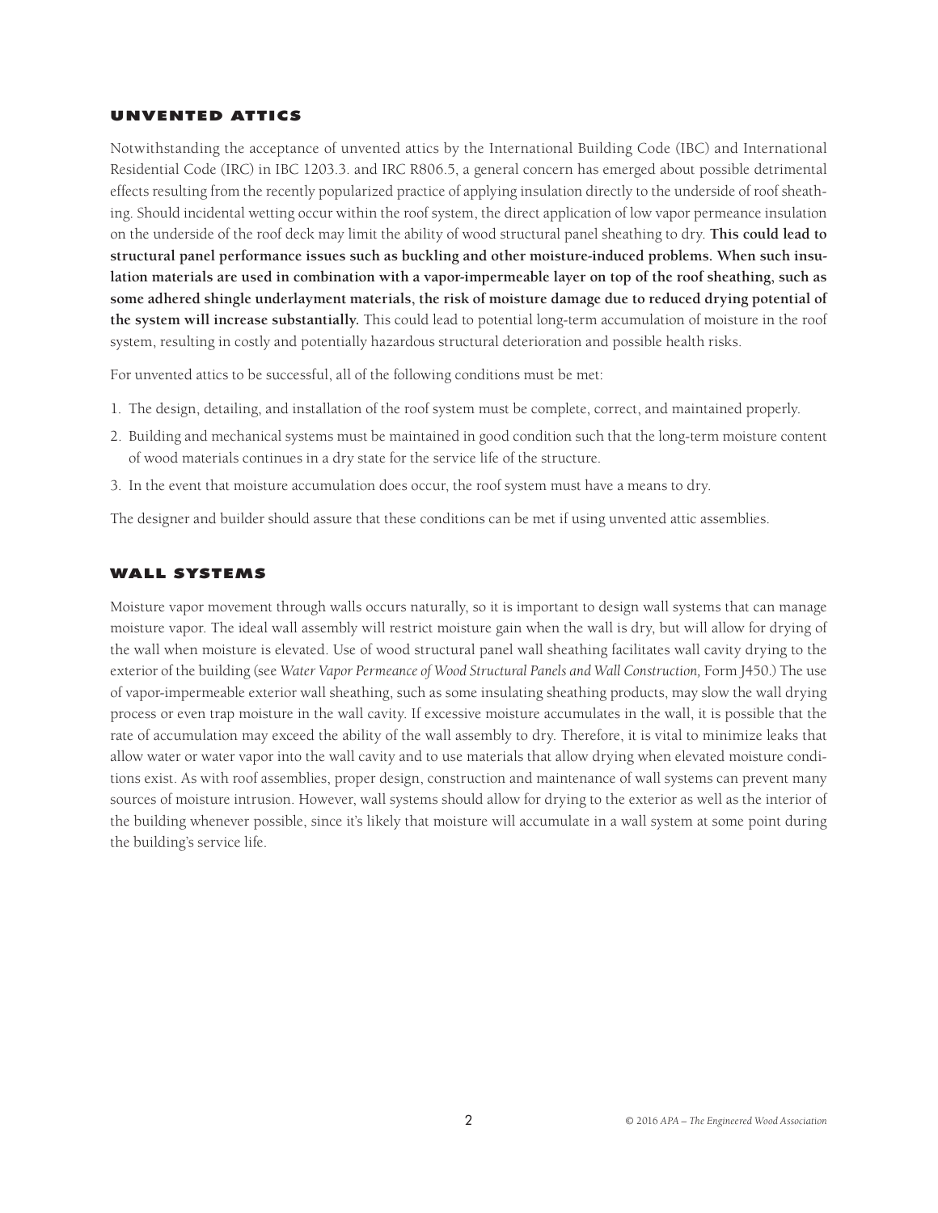## UNVENTED ATTICS

Notwithstanding the acceptance of unvented attics by the International Building Code (IBC) and International Residential Code (IRC) in IBC 1203.3. and IRC R806.5, a general concern has emerged about possible detrimental effects resulting from the recently popularized practice of applying insulation directly to the underside of roof sheathing. Should incidental wetting occur within the roof system, the direct application of low vapor permeance insulation on the underside of the roof deck may limit the ability of wood structural panel sheathing to dry. **This could lead to structural panel performance issues such as buckling and other moisture-induced problems. When such insulation materials are used in combination with a vapor-impermeable layer on top of the roof sheathing, such as some adhered shingle underlayment materials, the risk of moisture damage due to reduced drying potential of the system will increase substantially.** This could lead to potential long-term accumulation of moisture in the roof system, resulting in costly and potentially hazardous structural deterioration and possible health risks.

For unvented attics to be successful, all of the following conditions must be met:

1. The design, detailing, and installation of the roof system must be complete, correct, and maintained properly.
2. Building and mechanical systems must be maintained in good condition such that the long-term moisture content of wood materials continues in a dry state for the service life of the structure.
3. In the event that moisture accumulation does occur, the roof system must have a means to dry.

The designer and builder should assure that these conditions can be met if using unvented attic assemblies.

## WALL SYSTEMS

Moisture vapor movement through walls occurs naturally, so it is important to design wall systems that can manage moisture vapor. The ideal wall assembly will restrict moisture gain when the wall is dry, but will allow for drying of the wall when moisture is elevated. Use of wood structural panel wall sheathing facilitates wall cavity drying to the exterior of the building (see *Water Vapor Permeance of Wood Structural Panels and Wall Construction,* Form J450.) The use of vapor-impermeable exterior wall sheathing, such as some insulating sheathing products, may slow the wall drying process or even trap moisture in the wall cavity. If excessive moisture accumulates in the wall, it is possible that the rate of accumulation may exceed the ability of the wall assembly to dry. Therefore, it is vital to minimize leaks that allow water or water vapor into the wall cavity and to use materials that allow drying when elevated moisture conditions exist. As with roof assemblies, proper design, construction and maintenance of wall systems can prevent many sources of moisture intrusion. However, wall systems should allow for drying to the exterior as well as the interior of the building whenever possible, since it's likely that moisture will accumulate in a wall system at some point during the building's service life.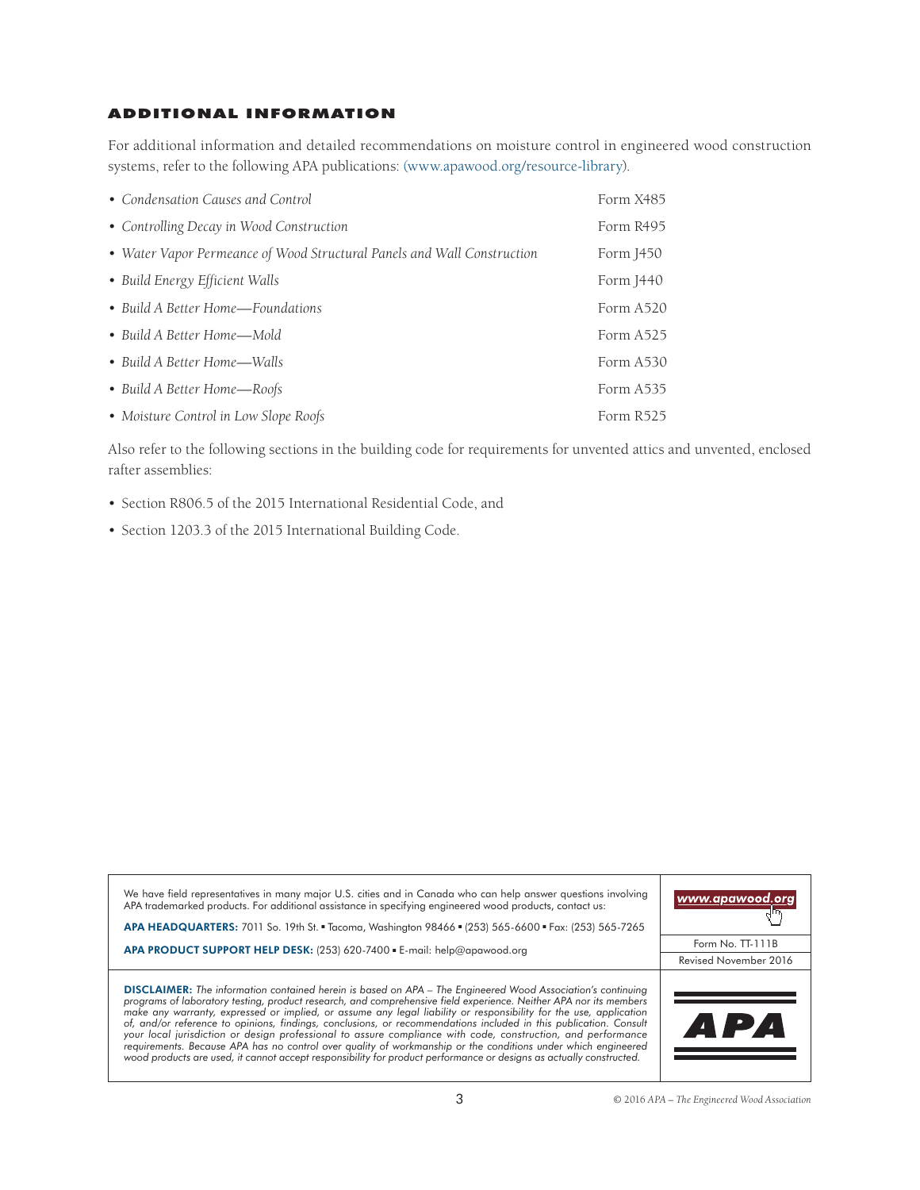## ADDITIONAL INFORMATION

For additional information and detailed recommendations on moisture control in engineered wood construction systems, refer to the following APA publications: (www.apawood.org/resource-library).

| | |
|---|---|
| • *Condensation Causes and Control* | Form X485 |
| • *Controlling Decay in Wood Construction* | Form R495 |
| • *Water Vapor Permeance of Wood Structural Panels and Wall Construction* | Form J450 |
| • *Build Energy Efficient Walls* | Form J440 |
| • *Build A Better Home—Foundations* | Form A520 |
| • *Build A Better Home—Mold* | Form A525 |
| • *Build A Better Home—Walls* | Form A530 |
| • *Build A Better Home—Roofs* | Form A535 |
| • *Moisture Control in Low Slope Roofs* | Form R525 |

Also refer to the following sections in the building code for requirements for unvented attics and unvented, enclosed rafter assemblies:

- Section R806.5 of the 2015 International Residential Code, and
- Section 1203.3 of the 2015 International Building Code.

We have field representatives in many major U.S. cities and in Canada who can help answer questions involving APA trademarked products. For additional assistance in specifying engineered wood products, contact us:

**APA HEADQUARTERS:** 7011 So. 19th St. ▪ Tacoma, Washington 98466 ▪ (253) 565-6600 ▪ Fax: (253) 565-7265

**APA PRODUCT SUPPORT HELP DESK:** (253) 620-7400 ▪ E-mail: help@apawood.org

www.apawood.org

Form No. TT-111B

Revised November 2016

**DISCLAIMER:** *The information contained herein is based on APA – The Engineered Wood Association's continuing programs of laboratory testing, product research, and comprehensive field experience. Neither APA nor its members make any warranty, expressed or implied, or assume any legal liability or responsibility for the use, application of, and/or reference to opinions, findings, conclusions, or recommendations included in this publication. Consult your local jurisdiction or design professional to assure compliance with code, construction, and performance requirements. Because APA has no control over quality of workmanship or the conditions under which engineered wood products are used, it cannot accept responsibility for product performance or designs as actually constructed.*

APA

© 2016 APA – The Engineered Wood Association